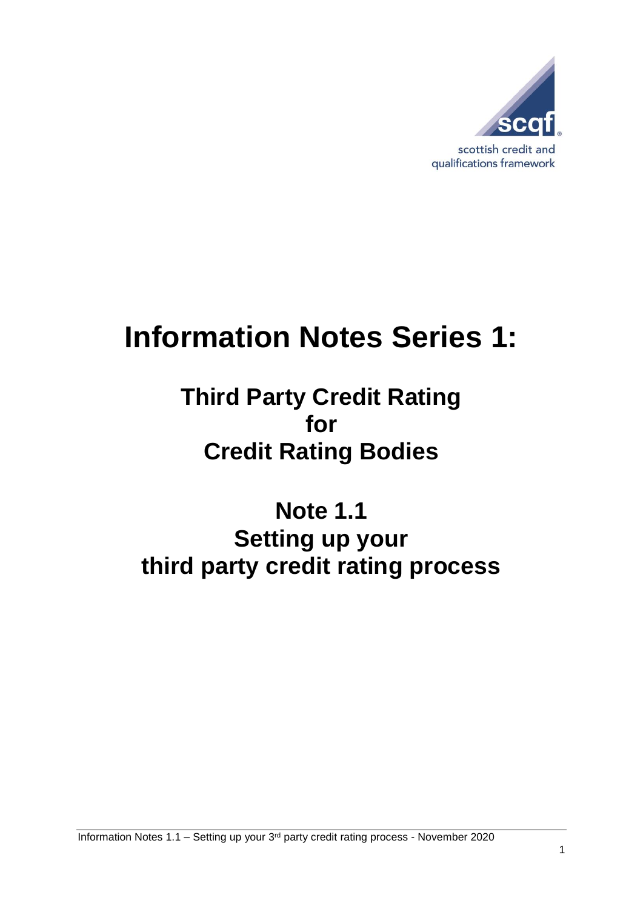scottish credit and qualifications framework

# Information Notes Series 1:

## Third Party Credit Rating for Credit Rating Bodies

## Note 1.1 Setting up your third party credit rating process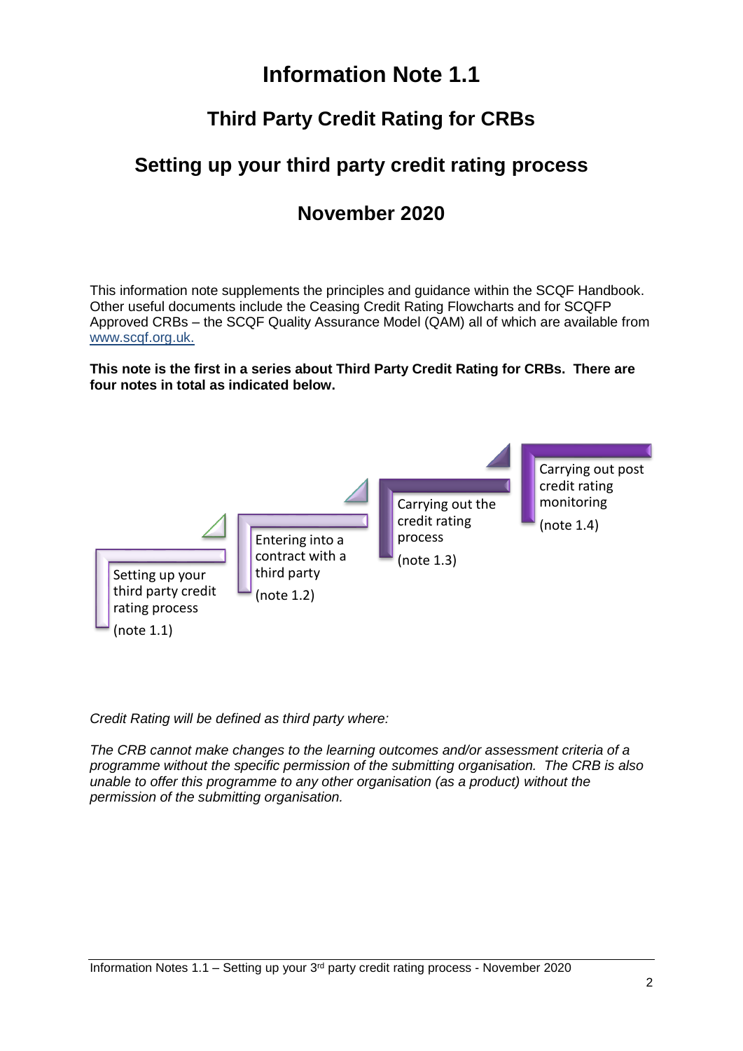# Information Note 1.1

## Third Party Credit Rating for CRBs

## Setting up your third party credit rating process

## November 2020

This information note supplements the principles and guidance within the SCQF Handbook. Other useful documents include the Ceasing Credit Rating Flowcharts and for SCQFP Approved CRBs – the SCQF Quality Assurance Model (QAM) all of which are available from www.scqf.org.uk.

**This note is the first in a series about Third Party Credit Rating for CRBs. There are four notes in total as indicated below.**

- Setting up your third party credit rating process (note 1.1)
- Entering into a contract with a third party (note 1.2)
- Carrying out the credit rating process (note 1.3)
- Carrying out post credit rating monitoring (note 1.4)

*Credit Rating will be defined as third party where:*

*The CRB cannot make changes to the learning outcomes and/or assessment criteria of a programme without the specific permission of the submitting organisation. The CRB is also unable to offer this programme to any other organisation (as a product) without the permission of the submitting organisation.*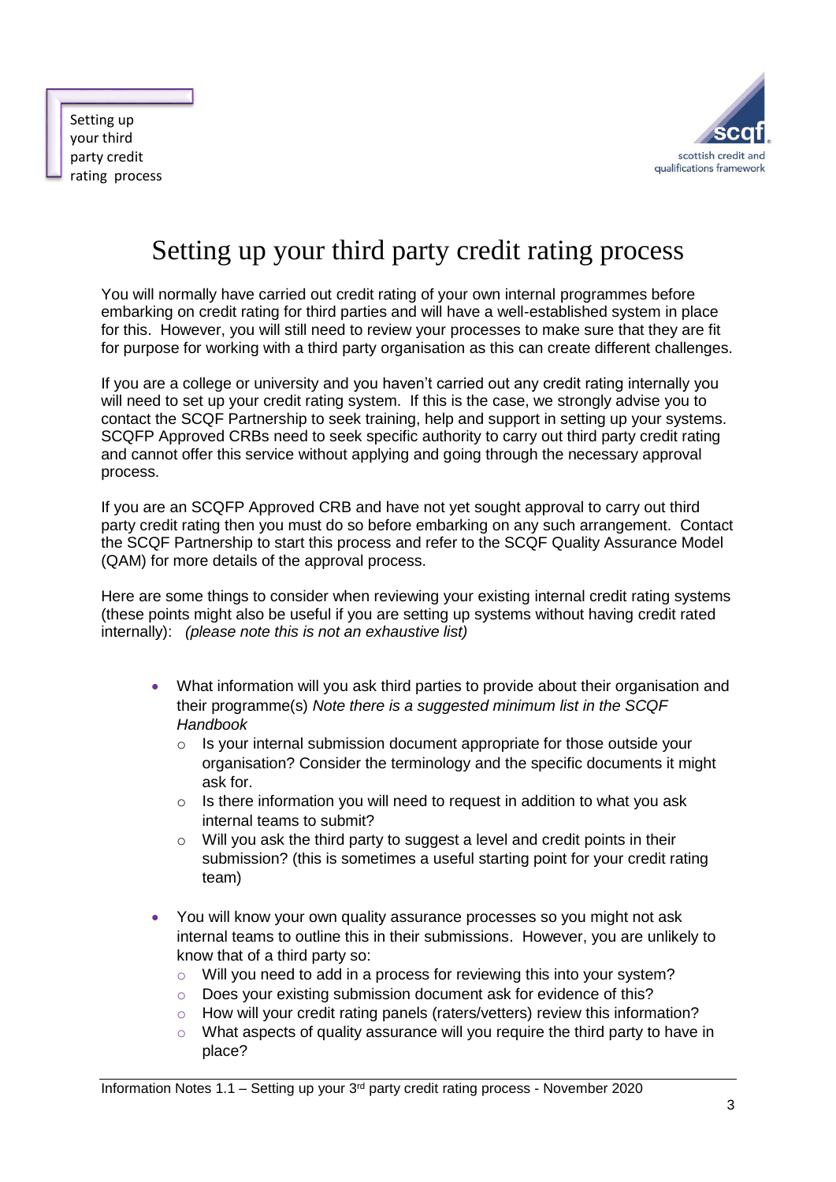# Setting up your third party credit rating process

You will normally have carried out credit rating of your own internal programmes before embarking on credit rating for third parties and will have a well-established system in place for this. However, you will still need to review your processes to make sure that they are fit for purpose for working with a third party organisation as this can create different challenges.

If you are a college or university and you haven't carried out any credit rating internally you will need to set up your credit rating system. If this is the case, we strongly advise you to contact the SCQF Partnership to seek training, help and support in setting up your systems. SCQFP Approved CRBs need to seek specific authority to carry out third party credit rating and cannot offer this service without applying and going through the necessary approval process.

If you are an SCQFP Approved CRB and have not yet sought approval to carry out third party credit rating then you must do so before embarking on any such arrangement. Contact the SCQF Partnership to start this process and refer to the SCQF Quality Assurance Model (QAM) for more details of the approval process.

Here are some things to consider when reviewing your existing internal credit rating systems (these points might also be useful if you are setting up systems without having credit rated internally): *(please note this is not an exhaustive list)*

- What information will you ask third parties to provide about their organisation and their programme(s) *Note there is a suggested minimum list in the SCQF Handbook*
  - Is your internal submission document appropriate for those outside your organisation? Consider the terminology and the specific documents it might ask for.
  - Is there information you will need to request in addition to what you ask internal teams to submit?
  - Will you ask the third party to suggest a level and credit points in their submission? (this is sometimes a useful starting point for your credit rating team)

- You will know your own quality assurance processes so you might not ask internal teams to outline this in their submissions. However, you are unlikely to know that of a third party so:
  - Will you need to add in a process for reviewing this into your system?
  - Does your existing submission document ask for evidence of this?
  - How will your credit rating panels (raters/vetters) review this information?
  - What aspects of quality assurance will you require the third party to have in place?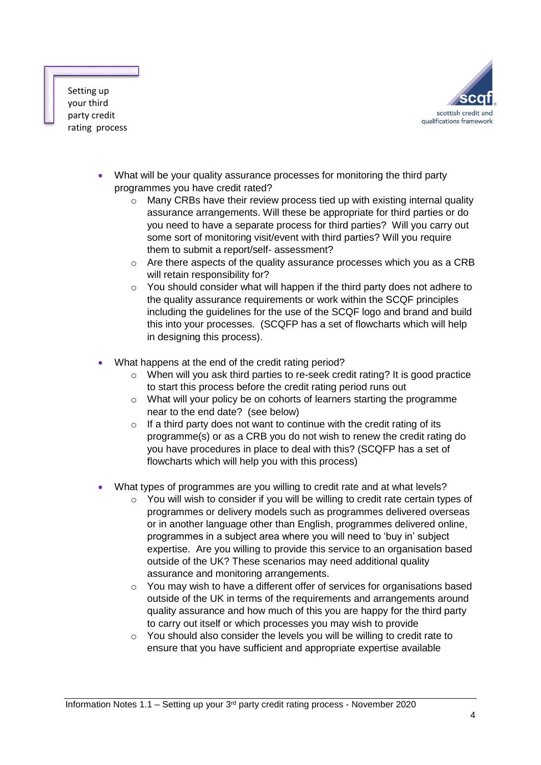- What will be your quality assurance processes for monitoring the third party programmes you have credit rated?
  - Many CRBs have their review process tied up with existing internal quality assurance arrangements. Will these be appropriate for third parties or do you need to have a separate process for third parties? Will you carry out some sort of monitoring visit/event with third parties? Will you require them to submit a report/self- assessment?
  - Are there aspects of the quality assurance processes which you as a CRB will retain responsibility for?
  - You should consider what will happen if the third party does not adhere to the quality assurance requirements or work within the SCQF principles including the guidelines for the use of the SCQF logo and brand and build this into your processes. (SCQFP has a set of flowcharts which will help in designing this process).

- What happens at the end of the credit rating period?
  - When will you ask third parties to re-seek credit rating? It is good practice to start this process before the credit rating period runs out
  - What will your policy be on cohorts of learners starting the programme near to the end date? (see below)
  - If a third party does not want to continue with the credit rating of its programme(s) or as a CRB you do not wish to renew the credit rating do you have procedures in place to deal with this? (SCQFP has a set of flowcharts which will help you with this process)

- What types of programmes are you willing to credit rate and at what levels?
  - You will wish to consider if you will be willing to credit rate certain types of programmes or delivery models such as programmes delivered overseas or in another language other than English, programmes delivered online, programmes in a subject area where you will need to 'buy in' subject expertise. Are you willing to provide this service to an organisation based outside of the UK? These scenarios may need additional quality assurance and monitoring arrangements.
  - You may wish to have a different offer of services for organisations based outside of the UK in terms of the requirements and arrangements around quality assurance and how much of this you are happy for the third party to carry out itself or which processes you may wish to provide
  - You should also consider the levels you will be willing to credit rate to ensure that you have sufficient and appropriate expertise available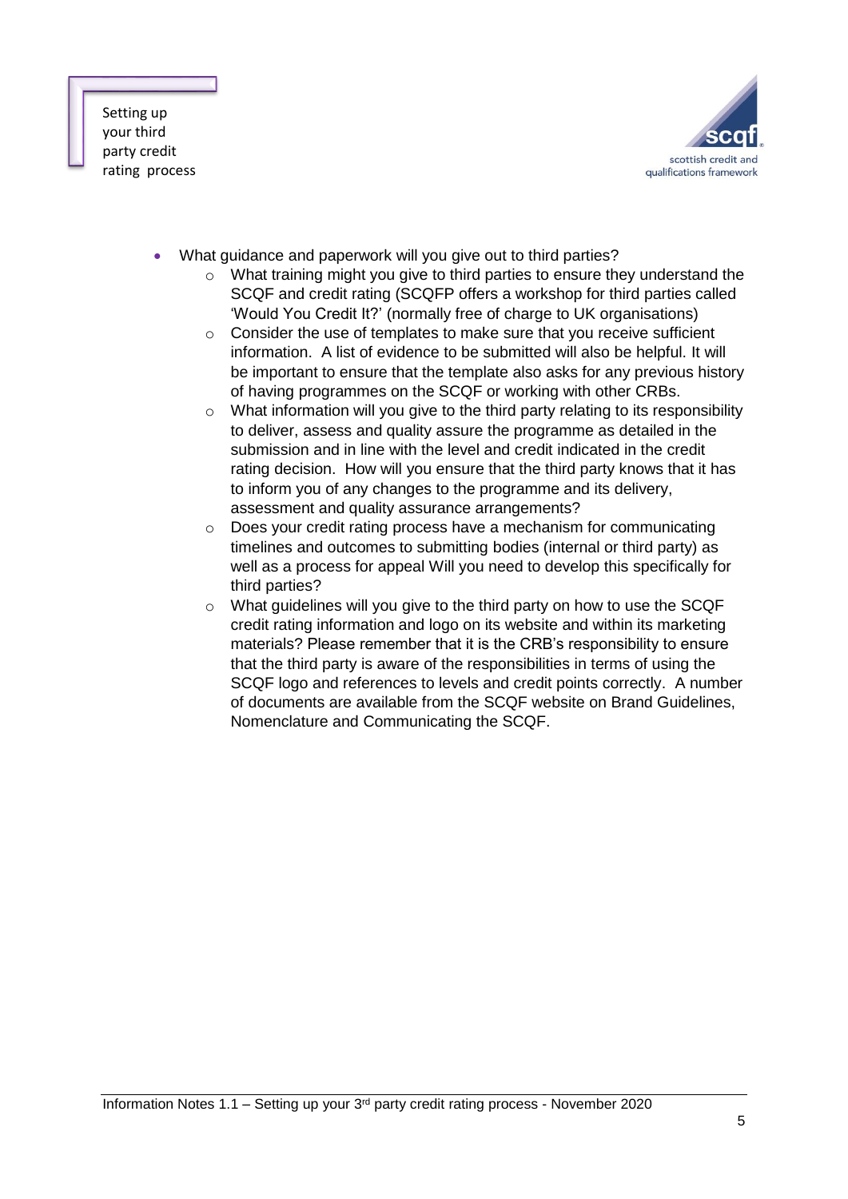- What guidance and paperwork will you give out to third parties?
  - What training might you give to third parties to ensure they understand the SCQF and credit rating (SCQFP offers a workshop for third parties called 'Would You Credit It?' (normally free of charge to UK organisations)
  - Consider the use of templates to make sure that you receive sufficient information. A list of evidence to be submitted will also be helpful. It will be important to ensure that the template also asks for any previous history of having programmes on the SCQF or working with other CRBs.
  - What information will you give to the third party relating to its responsibility to deliver, assess and quality assure the programme as detailed in the submission and in line with the level and credit indicated in the credit rating decision. How will you ensure that the third party knows that it has to inform you of any changes to the programme and its delivery, assessment and quality assurance arrangements?
  - Does your credit rating process have a mechanism for communicating timelines and outcomes to submitting bodies (internal or third party) as well as a process for appeal Will you need to develop this specifically for third parties?
  - What guidelines will you give to the third party on how to use the SCQF credit rating information and logo on its website and within its marketing materials? Please remember that it is the CRB's responsibility to ensure that the third party is aware of the responsibilities in terms of using the SCQF logo and references to levels and credit points correctly. A number of documents are available from the SCQF website on Brand Guidelines, Nomenclature and Communicating the SCQF.